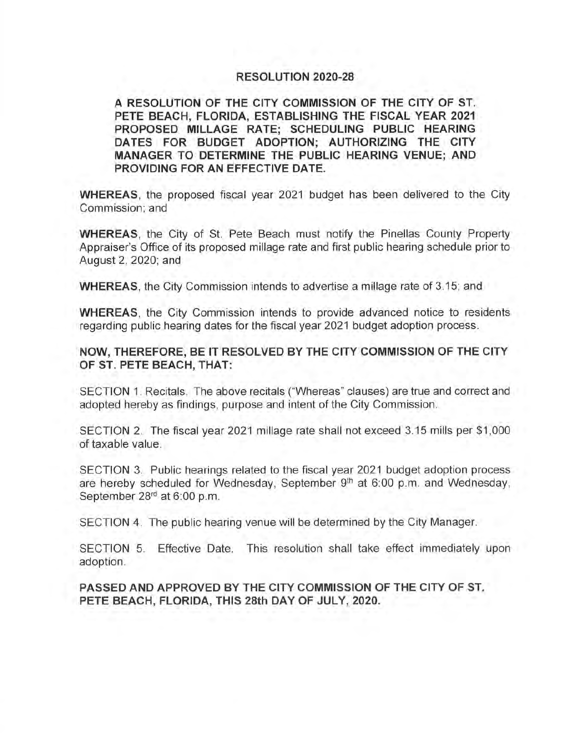# RESOLUTION 2020-28

**A RESOLUTION OF THE CITY COMMISSION OF THE CITY OF ST. PETE BEACH, FLORIDA, ESTABLISHING THE FISCAL YEAR 2021 PROPOSED MILLAGE RATE; SCHEDULING PUBLIC HEARING DATES FOR BUDGET ADOPTION; AUTHORIZING THE CITY MANAGER TO DETERMINE THE PUBLIC HEARING VENUE; AND PROVIDING FOR AN EFFECTIVE DATE.**

**WHEREAS**, the proposed fiscal year 2021 budget has been delivered to the City Commission; and

**WHEREAS**, the City of St. Pete Beach must notify the Pinellas County Property Appraiser's Office of its proposed millage rate and first public hearing schedule prior to August 2, 2020; and

**WHEREAS**, the City Commission intends to advertise a millage rate of 3.15; and

**WHEREAS**, the City Commission intends to provide advanced notice to residents regarding public hearing dates for the fiscal year 2021 budget adoption process.

**NOW, THEREFORE, BE IT RESOLVED BY THE CITY COMMISSION OF THE CITY OF ST. PETE BEACH, THAT:**

SECTION 1. Recitals. The above recitals ("Whereas" clauses) are true and correct and adopted hereby as findings, purpose and intent of the City Commission.

SECTION 2. The fiscal year 2021 millage rate shall not exceed 3.15 mills per $1,000 of taxable value.

SECTION 3. Public hearings related to the fiscal year 2021 budget adoption process are hereby scheduled for Wednesday, September 9th at 6:00 p.m. and Wednesday, September 28rd at 6:00 p.m.

SECTION 4. The public hearing venue will be determined by the City Manager.

SECTION 5. Effective Date. This resolution shall take effect immediately upon adoption.

**PASSED AND APPROVED BY THE CITY COMMISSION OF THE CITY OF ST. PETE BEACH, FLORIDA, THIS 28th DAY OF JULY, 2020.**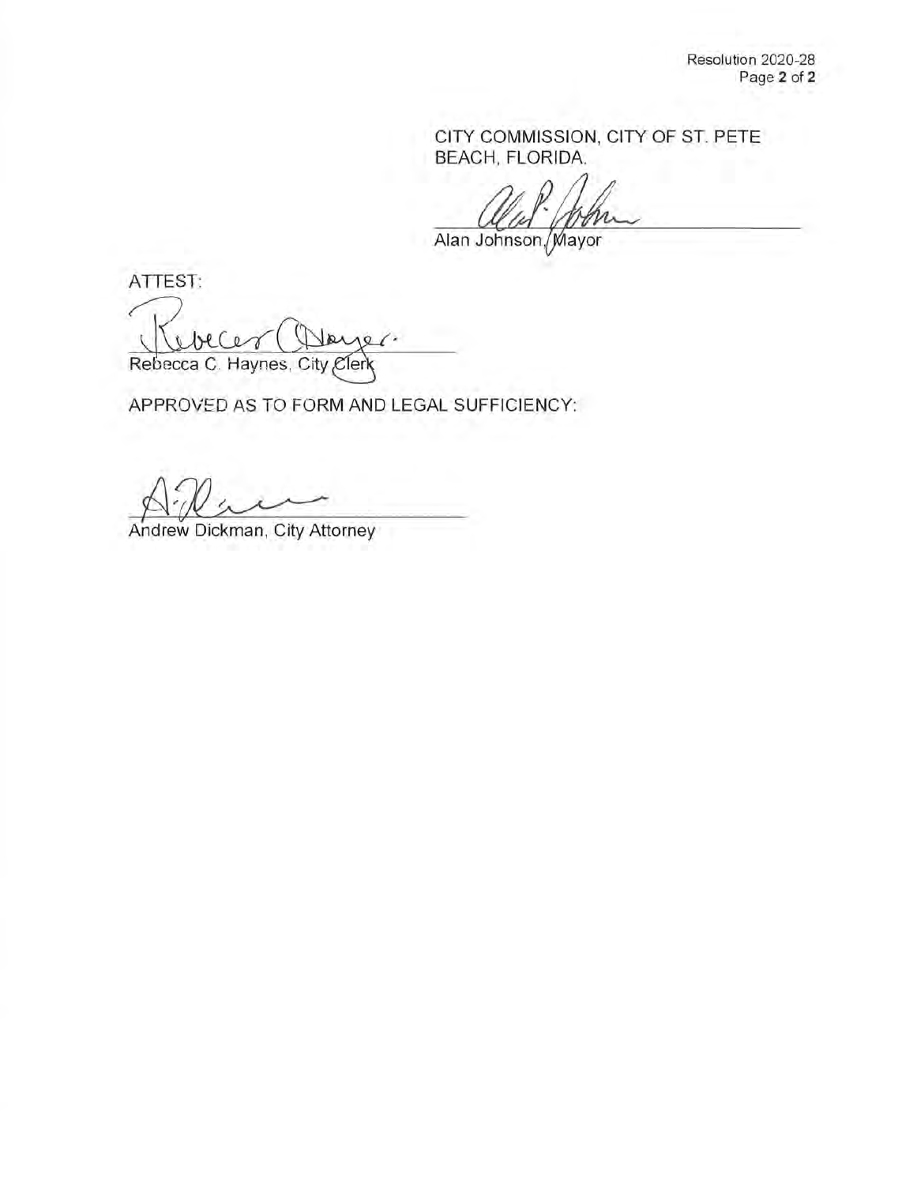CITY COMMISSION, CITY OF ST. PETE BEACH, FLORIDA.

Alan Johnson, Mayor

ATTEST:

Rebecca C. Haynes, City Clerk

APPROVED AS TO FORM AND LEGAL SUFFICIENCY:

Andrew Dickman, City Attorney